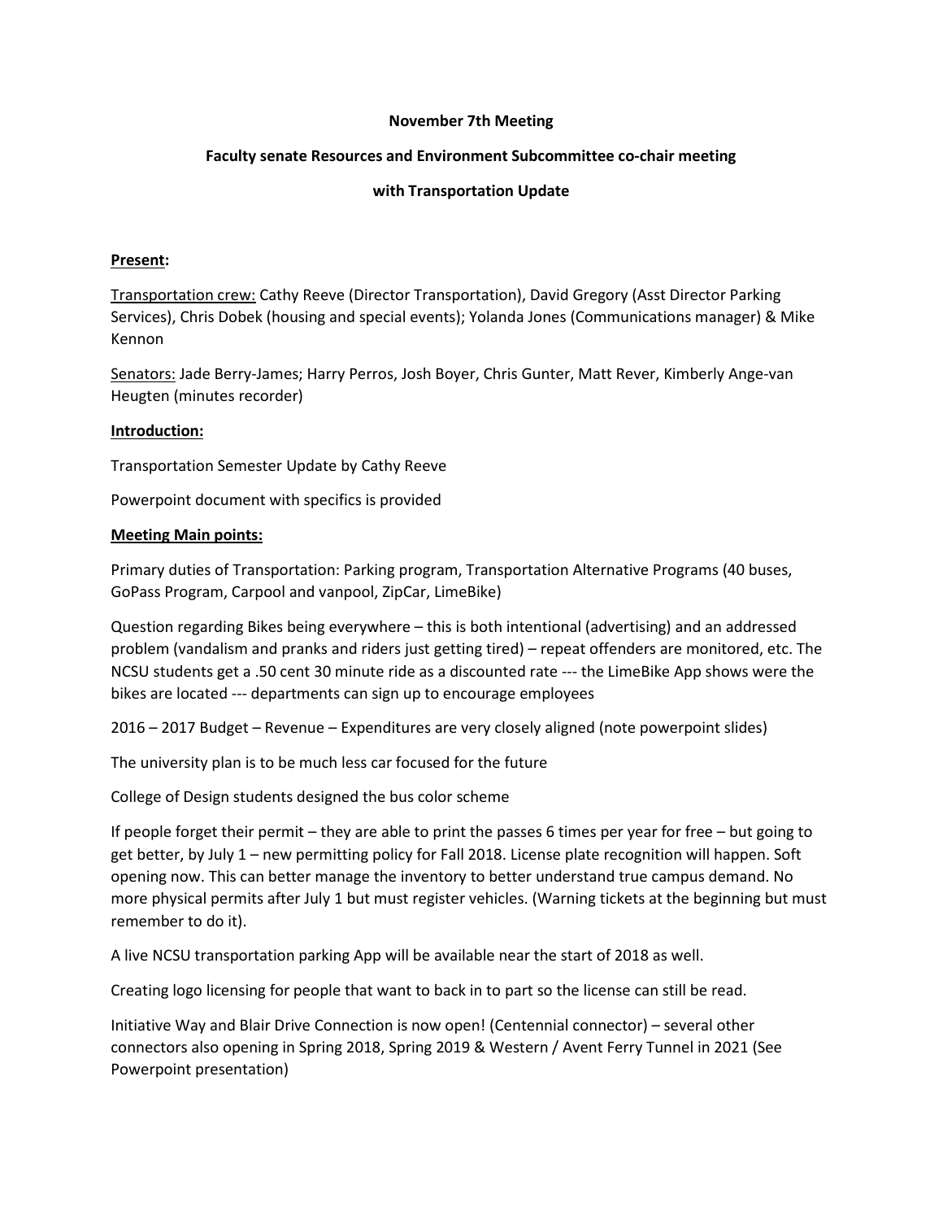**November 7th Meeting**

**Faculty senate Resources and Environment Subcommittee co-chair meeting**

**with Transportation Update**

**Present:**

Transportation crew: Cathy Reeve (Director Transportation), David Gregory (Asst Director Parking Services), Chris Dobek (housing and special events); Yolanda Jones (Communications manager) & Mike Kennon

Senators: Jade Berry-James; Harry Perros, Josh Boyer, Chris Gunter, Matt Rever, Kimberly Ange-van Heugten (minutes recorder)

**Introduction:**

Transportation Semester Update by Cathy Reeve

Powerpoint document with specifics is provided

**Meeting Main points:**

Primary duties of Transportation: Parking program, Transportation Alternative Programs (40 buses, GoPass Program, Carpool and vanpool, ZipCar, LimeBike)

Question regarding Bikes being everywhere – this is both intentional (advertising) and an addressed problem (vandalism and pranks and riders just getting tired) – repeat offenders are monitored, etc. The NCSU students get a .50 cent 30 minute ride as a discounted rate --- the LimeBike App shows were the bikes are located --- departments can sign up to encourage employees

2016 – 2017 Budget – Revenue – Expenditures are very closely aligned (note powerpoint slides)

The university plan is to be much less car focused for the future

College of Design students designed the bus color scheme

If people forget their permit – they are able to print the passes 6 times per year for free – but going to get better, by July 1 – new permitting policy for Fall 2018. License plate recognition will happen. Soft opening now. This can better manage the inventory to better understand true campus demand. No more physical permits after July 1 but must register vehicles. (Warning tickets at the beginning but must remember to do it).

A live NCSU transportation parking App will be available near the start of 2018 as well.

Creating logo licensing for people that want to back in to part so the license can still be read.

Initiative Way and Blair Drive Connection is now open! (Centennial connector) – several other connectors also opening in Spring 2018, Spring 2019 & Western / Avent Ferry Tunnel in 2021 (See Powerpoint presentation)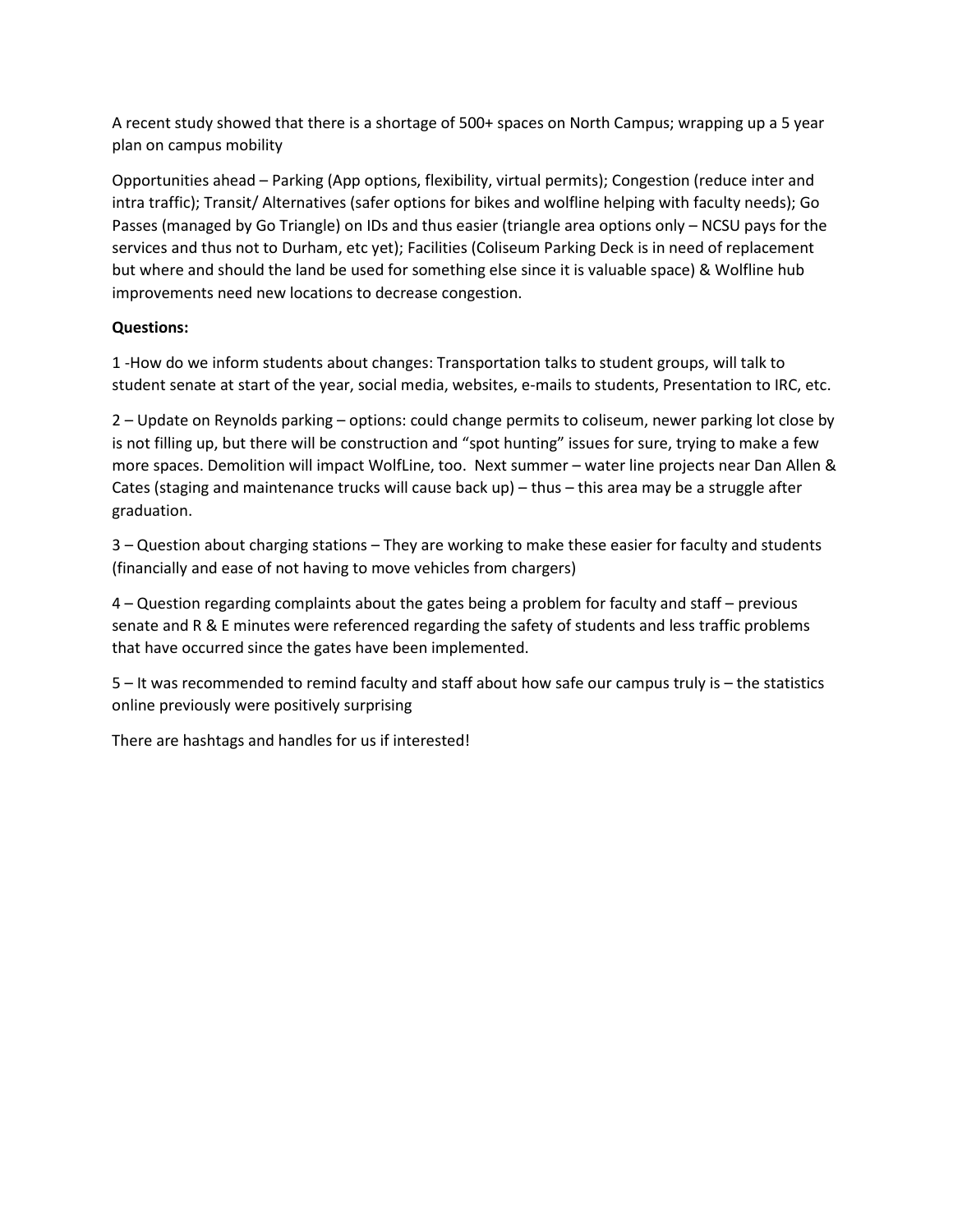A recent study showed that there is a shortage of 500+ spaces on North Campus; wrapping up a 5 year plan on campus mobility

Opportunities ahead – Parking (App options, flexibility, virtual permits); Congestion (reduce inter and intra traffic); Transit/ Alternatives (safer options for bikes and wolfline helping with faculty needs); Go Passes (managed by Go Triangle) on IDs and thus easier (triangle area options only – NCSU pays for the services and thus not to Durham, etc yet); Facilities (Coliseum Parking Deck is in need of replacement but where and should the land be used for something else since it is valuable space) & Wolfline hub improvements need new locations to decrease congestion.

**Questions:**

1 -How do we inform students about changes: Transportation talks to student groups, will talk to student senate at start of the year, social media, websites, e-mails to students, Presentation to IRC, etc.

2 – Update on Reynolds parking – options: could change permits to coliseum, newer parking lot close by is not filling up, but there will be construction and "spot hunting" issues for sure, trying to make a few more spaces. Demolition will impact WolfLine, too. Next summer – water line projects near Dan Allen & Cates (staging and maintenance trucks will cause back up) – thus – this area may be a struggle after graduation.

3 – Question about charging stations – They are working to make these easier for faculty and students (financially and ease of not having to move vehicles from chargers)

4 – Question regarding complaints about the gates being a problem for faculty and staff – previous senate and R & E minutes were referenced regarding the safety of students and less traffic problems that have occurred since the gates have been implemented.

5 – It was recommended to remind faculty and staff about how safe our campus truly is – the statistics online previously were positively surprising

There are hashtags and handles for us if interested!